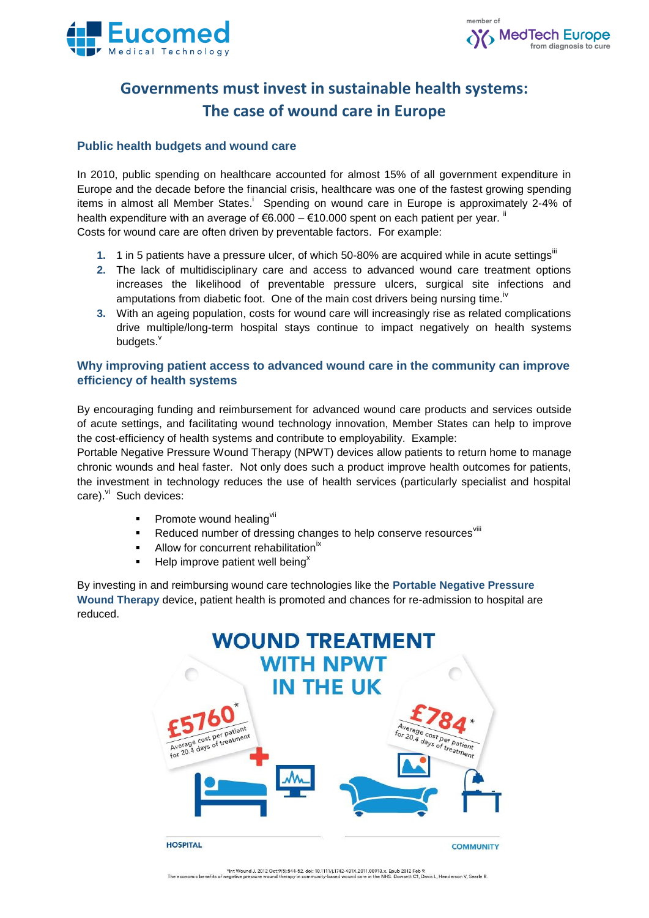# Governments must invest in sustainable health systems: The case of wound care in Europe

## Public health budgets and wound care

In 2010, public spending on healthcare accounted for almost 15% of all government expenditure in Europe and the decade before the financial crisis, healthcare was one of the fastest growing spending items in almost all Member States.[i] Spending on wound care in Europe is approximately 2-4% of health expenditure with an average of €6.000 – €10.000 spent on each patient per year. [ii]
Costs for wound care are often driven by preventable factors. For example:

1. 1 in 5 patients have a pressure ulcer, of which 50-80% are acquired while in acute settings[iii]
2. The lack of multidisciplinary care and access to advanced wound care treatment options increases the likelihood of preventable pressure ulcers, surgical site infections and amputations from diabetic foot. One of the main cost drivers being nursing time.[iv]
3. With an ageing population, costs for wound care will increasingly rise as related complications drive multiple/long-term hospital stays continue to impact negatively on health systems budgets.[v]

## Why improving patient access to advanced wound care in the community can improve efficiency of health systems

By encouraging funding and reimbursement for advanced wound care products and services outside of acute settings, and facilitating wound technology innovation, Member States can help to improve the cost-efficiency of health systems and contribute to employability. Example:
Portable Negative Pressure Wound Therapy (NPWT) devices allow patients to return home to manage chronic wounds and heal faster. Not only does such a product improve health outcomes for patients, the investment in technology reduces the use of health services (particularly specialist and hospital care).[vi] Such devices:

- Promote wound healing[vii]
- Reduced number of dressing changes to help conserve resources[viii]
- Allow for concurrent rehabilitation[ix]
- Help improve patient well being[x]

By investing in and reimbursing wound care technologies like the **Portable Negative Pressure Wound Therapy** device, patient health is promoted and chances for re-admission to hospital are reduced.

**WOUND TREATMENT WITH NPWT IN THE UK**

| HOSPITAL | COMMUNITY |
| --- | --- |
| £5760* Average cost per patient for 20.4 days of treatment | £784* Average cost per patient for 20.4 days of treatment |

*Int Wound J. 2012 Oct;9(5):544-52. doi: 10.1111/j.1742-481X.2011.00913.x. Epub 2012 Feb 9. The economic benefits of negative pressure wound therapy in community-based wound care in the NHS. Dowsett C1, Davis L, Henderson V, Searle R.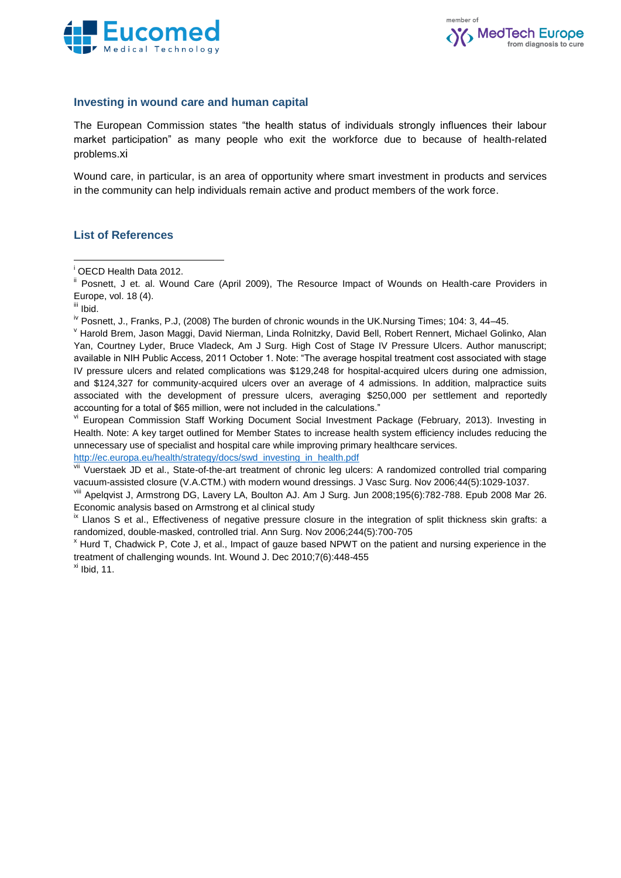## Investing in wound care and human capital

The European Commission states "the health status of individuals strongly influences their labour market participation" as many people who exit the workforce due to because of health-related problems.xi

Wound care, in particular, is an area of opportunity where smart investment in products and services in the community can help individuals remain active and product members of the work force.

## List of References

[i] OECD Health Data 2012.

[ii] Posnett, J et. al. Wound Care (April 2009), The Resource Impact of Wounds on Health-care Providers in Europe, vol. 18 (4).

[iii] Ibid.

[iv] Posnett, J., Franks, P.J, (2008) The burden of chronic wounds in the UK.Nursing Times; 104: 3, 44–45.

[v] Harold Brem, Jason Maggi, David Nierman, Linda Rolnitzky, David Bell, Robert Rennert, Michael Golinko, Alan Yan, Courtney Lyder, Bruce Vladeck, Am J Surg. High Cost of Stage IV Pressure Ulcers. Author manuscript; available in NIH Public Access, 2011 October 1. Note: "The average hospital treatment cost associated with stage IV pressure ulcers and related complications was $129,248 for hospital-acquired ulcers during one admission, and $124,327 for community-acquired ulcers over an average of 4 admissions. In addition, malpractice suits associated with the development of pressure ulcers, averaging $250,000 per settlement and reportedly accounting for a total of $65 million, were not included in the calculations."

[vi] European Commission Staff Working Document Social Investment Package (February, 2013). Investing in Health. Note: A key target outlined for Member States to increase health system efficiency includes reducing the unnecessary use of specialist and hospital care while improving primary healthcare services. http://ec.europa.eu/health/strategy/docs/swd_investing_in_health.pdf

[vii] Vuerstaek JD et al., State-of-the-art treatment of chronic leg ulcers: A randomized controlled trial comparing vacuum-assisted closure (V.A.CTM.) with modern wound dressings. J Vasc Surg. Nov 2006;44(5):1029-1037.

[viii] Apelqvist J, Armstrong DG, Lavery LA, Boulton AJ. Am J Surg. Jun 2008;195(6):782-788. Epub 2008 Mar 26. Economic analysis based on Armstrong et al clinical study

[ix] Llanos S et al., Effectiveness of negative pressure closure in the integration of split thickness skin grafts: a randomized, double-masked, controlled trial. Ann Surg. Nov 2006;244(5):700-705

[x] Hurd T, Chadwick P, Cote J, et al., Impact of gauze based NPWT on the patient and nursing experience in the treatment of challenging wounds. Int. Wound J. Dec 2010;7(6):448-455

[xi] Ibid, 11.